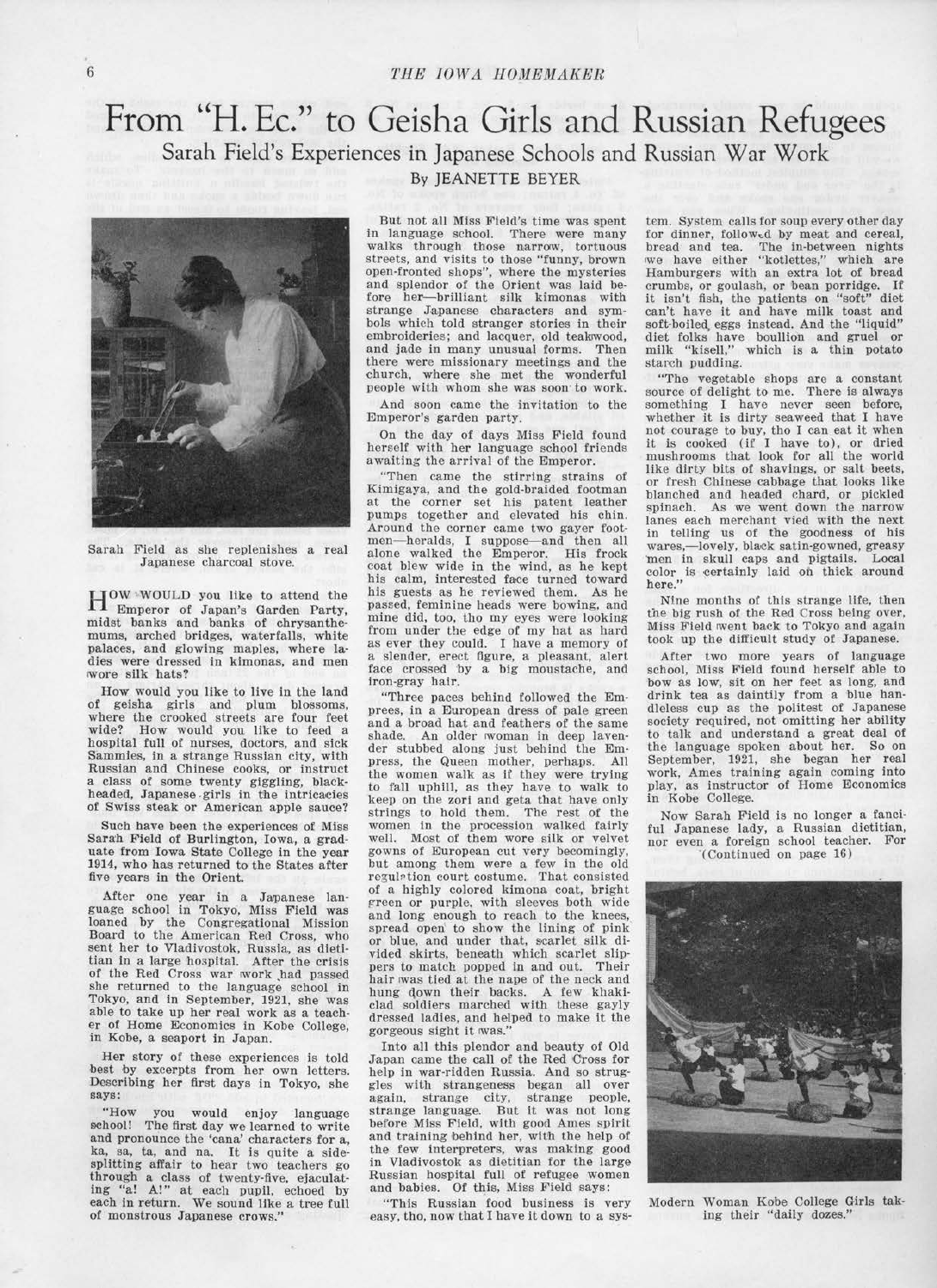# From "H. Ec." to Geisha Girls and Russian Refugees

## Sarah Field's Experiences in Japanese Schools and Russian War Work

By JEANETTE BEYER

Sarah Field as she replenishes a real Japanese charcoal stove.

HOW WOULD you like to attend the Emperor of Japan's Garden Party, midst banks and banks of chrysanthemums, arched bridges, waterfalls, white palaces, and glowing maples, where ladies were dressed in kimonas, and men wore silk hats?

How would you like to live in the land of geisha girls and plum blossoms, where the crooked streets are four feet wide? How would you like to feed a hospital full of nurses, doctors, and sick Sammies, in a strange Russian city, with Russian and Chinese cooks, or instruct a class of some twenty giggling, black-headed, Japanese girls in the intricacies of Swiss steak or American apple sauce?

Such have been the experiences of Miss Sarah Field of Burlington, Iowa, a graduate from Iowa State College in the year 1914, who has returned to the States after five years in the Orient.

After one year in a Japanese language school in Tokyo, Miss Field was loaned by the Congregational Mission Board to the American Red Cross, who sent her to Vladivostok, Russia, as dietitian in a large hospital. After the crisis of the Red Cross war work had passed she returned to the language school in Tokyo, and in September, 1921, she was able to take up her real work as a teacher of Home Economics in Kobe College, in Kobe, a seaport in Japan.

Her story of these experiences is told best by excerpts from her own letters. Describing her first days in Tokyo, she says:

"How you would enjoy language school! The first day we learned to write and pronounce the 'cana' characters for a, ka, sa, ta, and na. It is quite a side-splitting affair to hear two teachers go through a class of twenty-five, ejaculating "a! A!" at each pupil, echoed by each in return. We sound like a tree full of monstrous Japanese crows."

But not all Miss Field's time was spent in language school. There were many walks through those narrow, tortuous streets, and visits to those "funny, brown open-fronted shops", where the mysteries and splendor of the Orient was laid before her—brilliant silk kimonas with strange Japanese characters and symbols which told stranger stories in their embroideries; and lacquer, old teakwood, and jade in many unusual forms. Then there were missionary meetings and the church, where she met the wonderful people with whom she was soon to work.

And soon came the invitation to the Emperor's garden party.

On the day of days Miss Field found herself with her language school friends awaiting the arrival of the Emperor.

"Then came the stirring strains of Kimigaya, and the gold-braided footman at the corner set his patent leather pumps together and elevated his chin. Around the corner came two gayer footmen—heralds, I suppose—and then all alone walked the Emperor. His frock coat blew wide in the wind, as he kept his calm, interested face turned toward his guests as he reviewed them. As he passed, feminine heads were bowing, and mine did, too, tho my eyes were looking from under the edge of my hat as hard as ever they could. I have a memory of a slender, erect figure, a pleasant, alert face crossed by a big moustache, and iron-gray hair.

"Three paces behind followed the Emprees, in a European dress of pale green and a broad hat and feathers of the same shade. An older woman in deep lavender stubbed along just behind the Empress, the Queen mother, perhaps. All the women walk as if they were trying to fall uphill, as they have to walk to keep on the zori and geta that have only strings to hold them. The rest of the women in the procession walked fairly well. Most of them wore silk or velvet gowns of European cut very becomingly, but among them were a few in the old regulation court costume. That consisted of a highly colored kimona coat, bright green or purple, with sleeves both wide and long enough to reach to the knees, spread open to show the lining of pink or blue, and under that, scarlet silk divided skirts, beneath which scarlet slippers to match popped in and out. Their hair was tied at the nape of the neck and hung down their backs. A few khaki-clad soldiers marched with these gayly dressed ladies, and helped to make it the gorgeous sight it was."

Into all this plendor and beauty of Old Japan came the call of the Red Cross for help in war-ridden Russia. And so struggles with strangeness began all over again, strange city, strange people, strange language. But it was not long before Miss Field, with good Ames spirit and training behind her, with the help of the few interpreters, was making good in Vladivostok as dietitian for the large Russian hospital full of refugee women and babies. Of this, Miss Field says:

"This Russian food business is very easy, tho, now that I have it down to a system. System calls for soup every other day for dinner, followed by meat and cereal, bread and tea. The in-between nights we have either "kotlettes," which are Hamburgers with an extra lot of bread crumbs, or goulash, or bean porridge. If it isn't fish, the patients on "soft" diet can't have it and have milk toast and soft-boiled eggs instead. And the "liquid" diet folks have boullion and gruel or milk "kisell," which is a thin potato starch pudding.

"The vegetable shops are a constant source of delight to me. There is always something I have never seen before, whether it is dirty seaweed that I have not courage to buy, tho I can eat it when it is cooked (if I have to), or dried mushrooms that look for all the world like dirty bits of shavings, or salt beets, or fresh Chinese cabbage that looks like blanched and headed chard, or pickled spinach. As we went down the narrow lanes each merchant vied with the next in telling us of the goodness of his wares,—lovely, black satin-gowned, greasy men in skull caps and pigtails. Local color is certainly laid on thick around here."

Nine months of this strange life, then the big rush of the Red Cross being over, Miss Field went back to Tokyo and again took up the difficult study of Japanese.

After two more years of language school, Miss Field found herself able to bow as low, sit on her feet as long, and drink tea as daintily from a blue handleless cup as the politest of Japanese society required, not omitting her ability to talk and understand a great deal of the language spoken about her. So on September, 1921, she began her real work, Ames training again coming into play, as instructor of Home Economics in Kobe College.

Now Sarah Field is no longer a fanciful Japanese lady, a Russian dietitian, nor even a foreign school teacher. For (Continued on page 16)

Modern Woman Kobe College Girls taking their "daily dozes."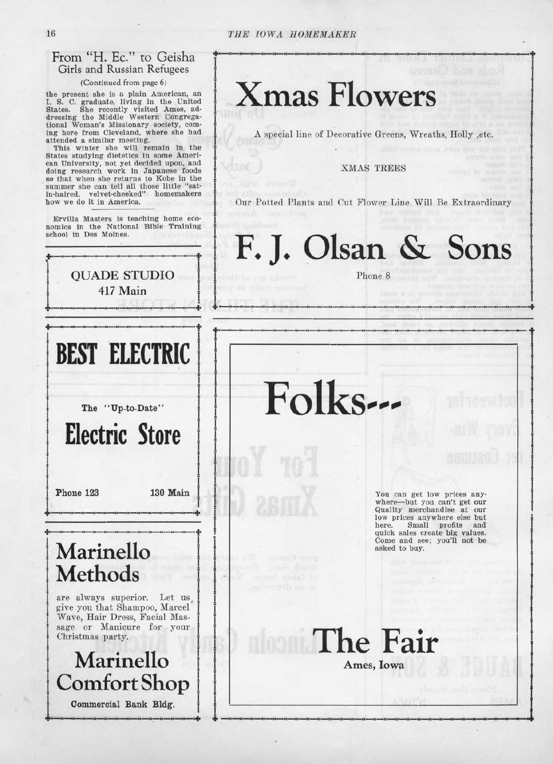## From "H. Ec." to Geisha Girls and Russian Refugees

(Continued from page 6)

the present she is a plain American, an I. S. C. graduate, living in the United States. She recently visited Ames, addressing the Middle Western Congregational Woman's Missionary society, coming here from Cleveland, where she had attended a similar meeting.

This winter she will remain in the States studying dietetics in some American University, not yet decided upon, and doing research work in Japanese foods so that when she returns to Kobe in the summer she can tell all those little "satin-haired, velvet-cheeked" homemakers how we do it in America.

Ervilla Masters is teaching home economics in the National Bible Training school in Des Moines.

---

QUADE STUDIO
417 Main

---

# BEST ELECTRIC

The "Up-to-Date"

## Electric Store

Phone 123 — 130 Main

---

# Marinello Methods

are always superior. Let us give you that Shampoo, Marcel Wave, Hair Dress, Facial Massage or Manicure for your Christmas party.

## Marinello Comfort Shop

Commercial Bank Bldg.

---

# Xmas Flowers

A special line of Decorative Greens, Wreaths, Holly ,etc.

XMAS TREES

Our Potted Plants and Cut Flower Line Will Be Extraordinary

# F. J. Olsan & Sons

Phone 8

---

# Folks---

You can get low prices anywhere—but you can't get our Quality merchandise at our low prices anywhere else but here. Small profits and quick sales create big values. Come and see; you'll not be asked to buy.

# The Fair

Ames, Iowa